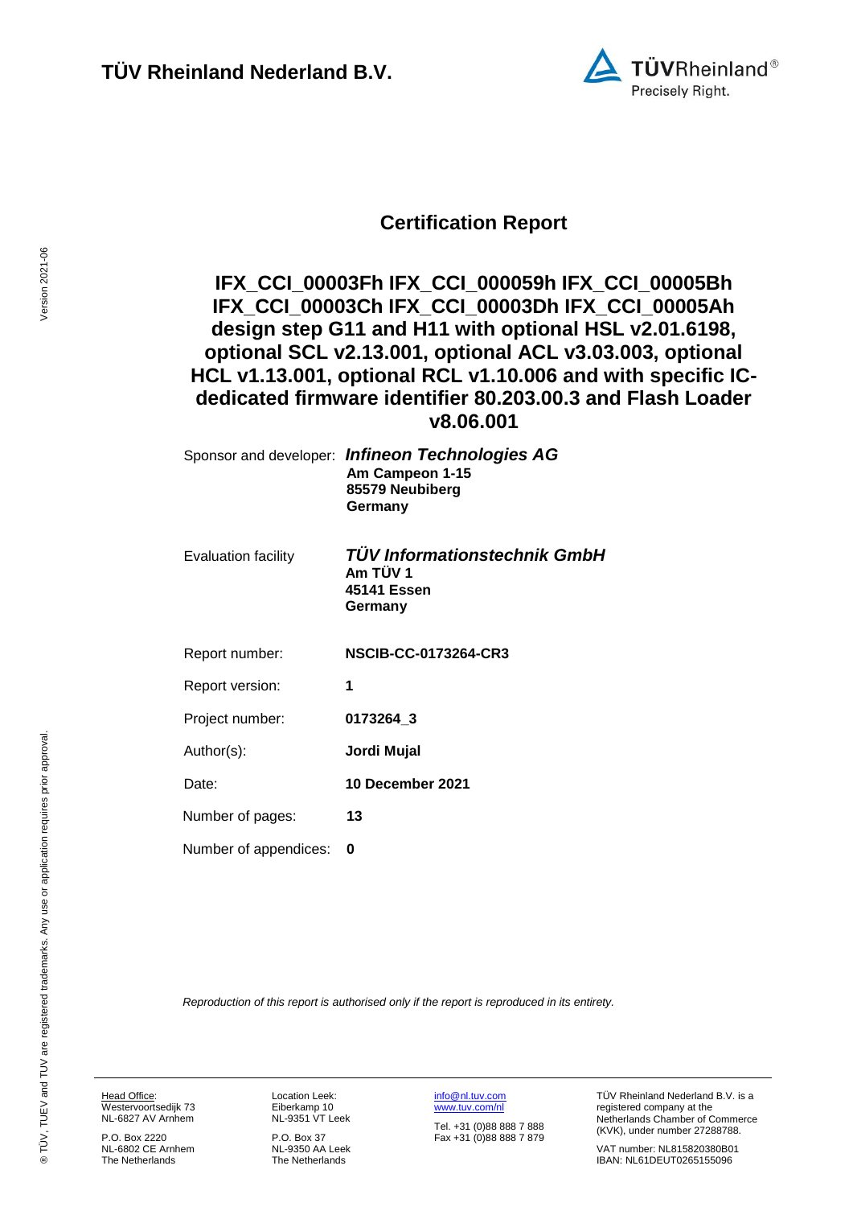**TÜV Rheinland Nederland B.V.**

# Certification Report

## IFX_CCI_00003Fh IFX_CCI_000059h IFX_CCI_00005Bh IFX_CCI_00003Ch IFX_CCI_00003Dh IFX_CCI_00005Ah design step G11 and H11 with optional HSL v2.01.6198, optional SCL v2.13.001, optional ACL v3.03.003, optional HCL v1.13.001, optional RCL v1.10.006 and with specific IC-dedicated firmware identifier 80.203.00.3 and Flash Loader v8.06.001

| | |
|---|---|
| Sponsor and developer: | ***Infineon Technologies AG***<br>**Am Campeon 1-15**<br>**85579 Neubiberg**<br>**Germany** |
| Evaluation facility | ***TÜV Informationstechnik GmbH***<br>**Am TÜV 1**<br>**45141 Essen**<br>**Germany** |
| Report number: | **NSCIB-CC-0173264-CR3** |
| Report version: | **1** |
| Project number: | **0173264_3** |
| Author(s): | **Jordi Mujal** |
| Date: | **10 December 2021** |
| Number of pages: | **13** |
| Number of appendices: | **0** |

*Reproduction of this report is authorised only if the report is reproduced in its entirety.*

Head Office:
Westervoortsedijk 73
NL-6827 AV Arnhem

P.O. Box 2220
NL-6802 CE Arnhem
The Netherlands

Location Leek:
Eiberkamp 10
NL-9351 VT Leek

P.O. Box 37
NL-9350 AA Leek
The Netherlands

info@nl.tuv.com
www.tuv.com/nl

Tel. +31 (0)88 888 7 888
Fax +31 (0)88 888 7 879

TÜV Rheinland Nederland B.V. is a registered company at the Netherlands Chamber of Commerce (KVK), under number 27288788.

VAT number: NL815820380B01
IBAN: NL61DEUT0265155096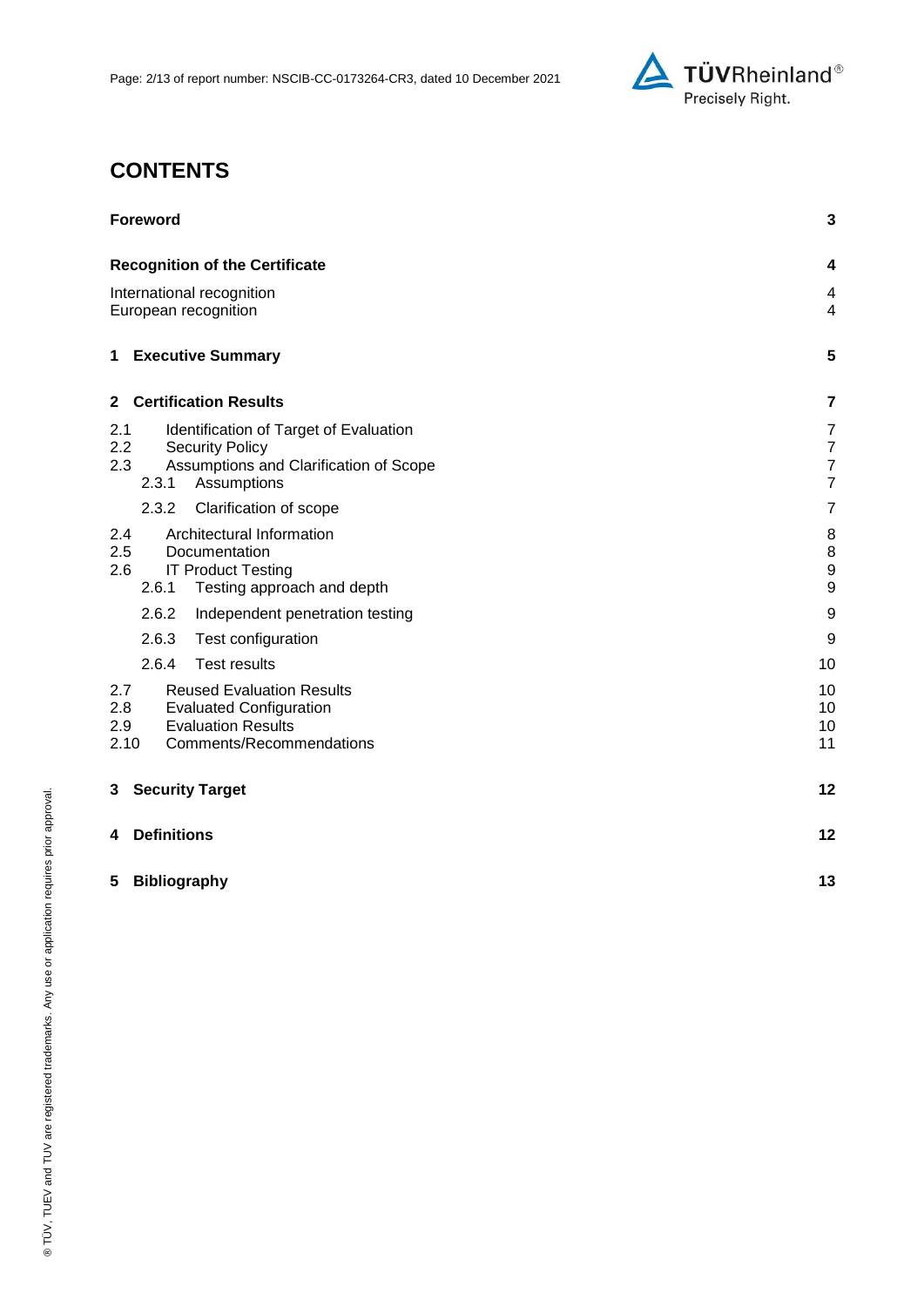# CONTENTS

**Foreword** 3

**Recognition of the Certificate** 4

International recognition 4
European recognition 4

**1 Executive Summary** 5

**2 Certification Results** 7

2.1 Identification of Target of Evaluation 7
2.2 Security Policy 7
2.3 Assumptions and Clarification of Scope 7
2.3.1 Assumptions 7
2.3.2 Clarification of scope 7
2.4 Architectural Information 8
2.5 Documentation 8
2.6 IT Product Testing 9
2.6.1 Testing approach and depth 9
2.6.2 Independent penetration testing 9
2.6.3 Test configuration 9
2.6.4 Test results 10
2.7 Reused Evaluation Results 10
2.8 Evaluated Configuration 10
2.9 Evaluation Results 10
2.10 Comments/Recommendations 11

**3 Security Target** 12

**4 Definitions** 12

**5 Bibliography** 13

® TÜV, TUEV and TUV are registered trademarks. Any use or application requires prior approval.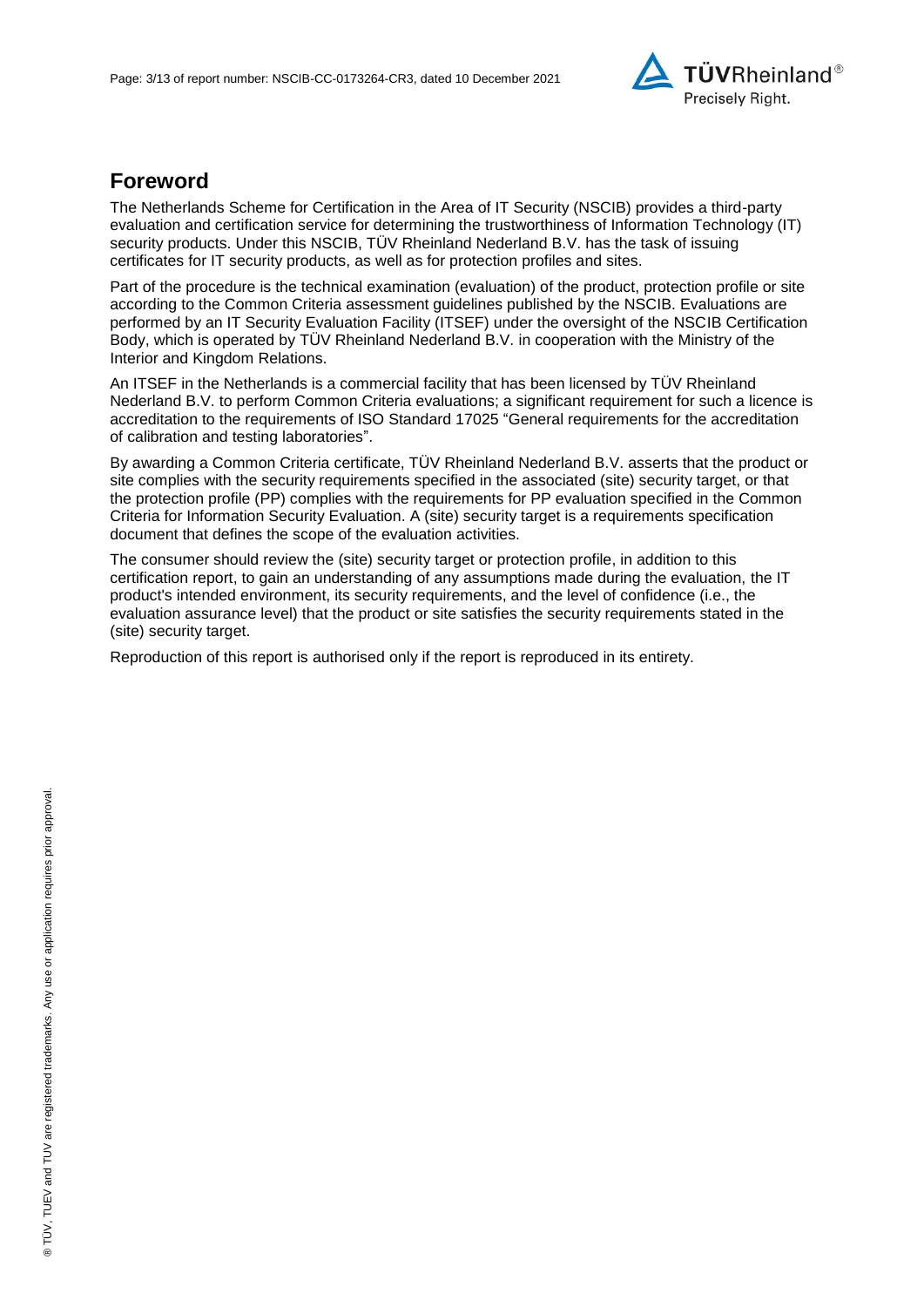## Foreword

The Netherlands Scheme for Certification in the Area of IT Security (NSCIB) provides a third-party evaluation and certification service for determining the trustworthiness of Information Technology (IT) security products. Under this NSCIB, TÜV Rheinland Nederland B.V. has the task of issuing certificates for IT security products, as well as for protection profiles and sites.

Part of the procedure is the technical examination (evaluation) of the product, protection profile or site according to the Common Criteria assessment guidelines published by the NSCIB. Evaluations are performed by an IT Security Evaluation Facility (ITSEF) under the oversight of the NSCIB Certification Body, which is operated by TÜV Rheinland Nederland B.V. in cooperation with the Ministry of the Interior and Kingdom Relations.

An ITSEF in the Netherlands is a commercial facility that has been licensed by TÜV Rheinland Nederland B.V. to perform Common Criteria evaluations; a significant requirement for such a licence is accreditation to the requirements of ISO Standard 17025 "General requirements for the accreditation of calibration and testing laboratories".

By awarding a Common Criteria certificate, TÜV Rheinland Nederland B.V. asserts that the product or site complies with the security requirements specified in the associated (site) security target, or that the protection profile (PP) complies with the requirements for PP evaluation specified in the Common Criteria for Information Security Evaluation. A (site) security target is a requirements specification document that defines the scope of the evaluation activities.

The consumer should review the (site) security target or protection profile, in addition to this certification report, to gain an understanding of any assumptions made during the evaluation, the IT product's intended environment, its security requirements, and the level of confidence (i.e., the evaluation assurance level) that the product or site satisfies the security requirements stated in the (site) security target.

Reproduction of this report is authorised only if the report is reproduced in its entirety.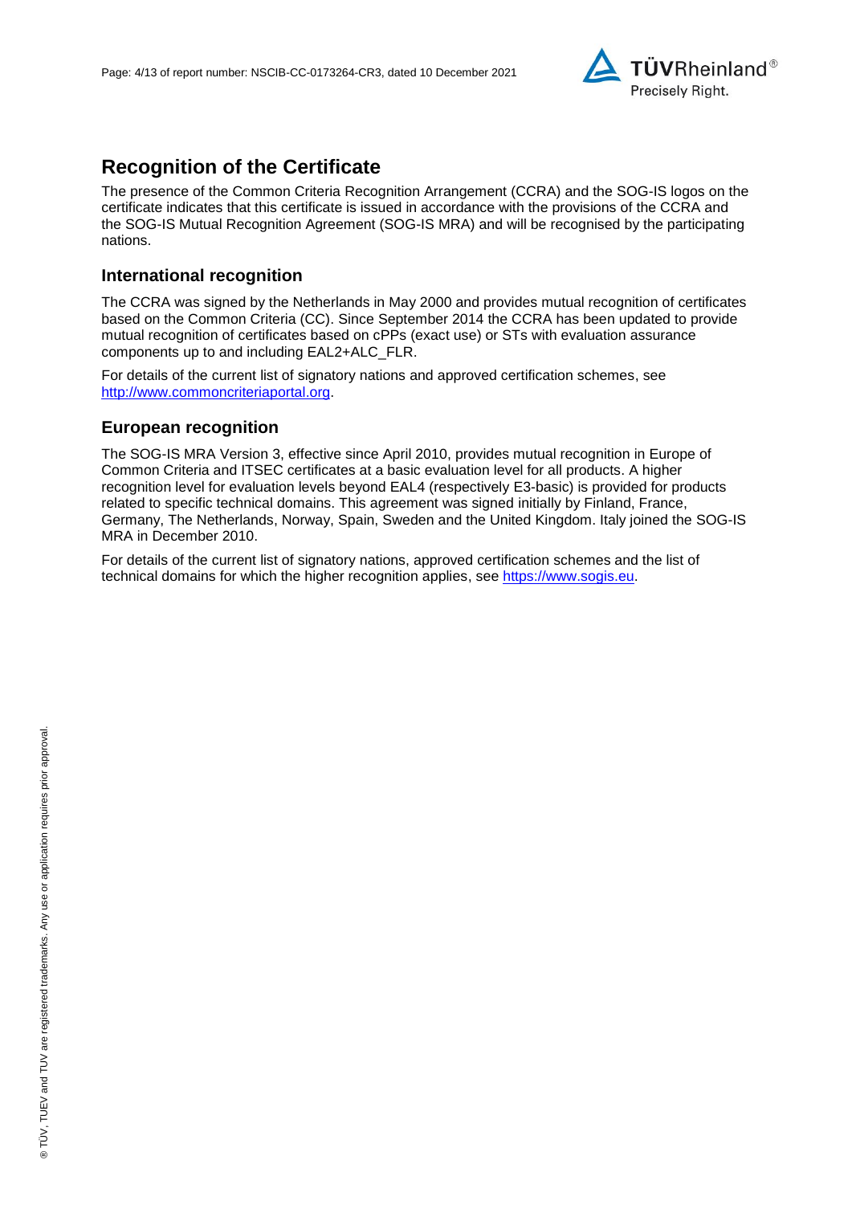## Recognition of the Certificate

The presence of the Common Criteria Recognition Arrangement (CCRA) and the SOG-IS logos on the certificate indicates that this certificate is issued in accordance with the provisions of the CCRA and the SOG-IS Mutual Recognition Agreement (SOG-IS MRA) and will be recognised by the participating nations.

### International recognition

The CCRA was signed by the Netherlands in May 2000 and provides mutual recognition of certificates based on the Common Criteria (CC). Since September 2014 the CCRA has been updated to provide mutual recognition of certificates based on cPPs (exact use) or STs with evaluation assurance components up to and including EAL2+ALC_FLR.

For details of the current list of signatory nations and approved certification schemes, see [http://www.commoncriteriaportal.org](http://www.commoncriteriaportal.org).

### European recognition

The SOG-IS MRA Version 3, effective since April 2010, provides mutual recognition in Europe of Common Criteria and ITSEC certificates at a basic evaluation level for all products. A higher recognition level for evaluation levels beyond EAL4 (respectively E3-basic) is provided for products related to specific technical domains. This agreement was signed initially by Finland, France, Germany, The Netherlands, Norway, Spain, Sweden and the United Kingdom. Italy joined the SOG-IS MRA in December 2010.

For details of the current list of signatory nations, approved certification schemes and the list of technical domains for which the higher recognition applies, see [https://www.sogis.eu](https://www.sogis.eu).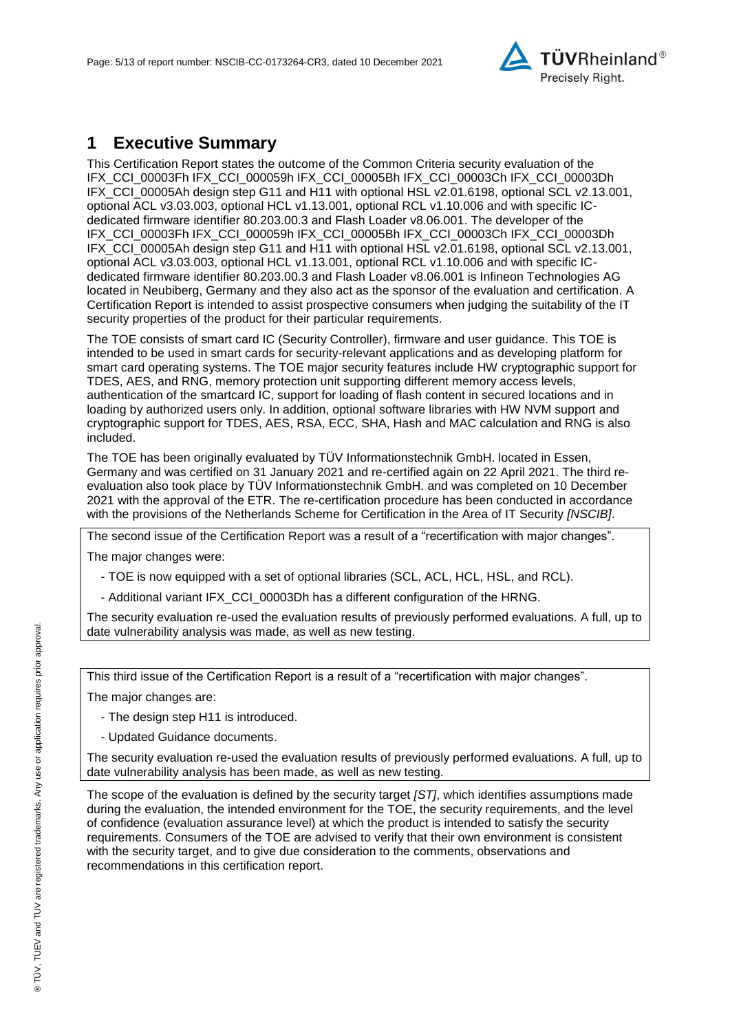# 1 Executive Summary

This Certification Report states the outcome of the Common Criteria security evaluation of the IFX_CCI_00003Fh IFX_CCI_000059h IFX_CCI_00005Bh IFX_CCI_00003Ch IFX_CCI_00003Dh IFX_CCI_00005Ah design step G11 and H11 with optional HSL v2.01.6198, optional SCL v2.13.001, optional ACL v3.03.003, optional HCL v1.13.001, optional RCL v1.10.006 and with specific IC-dedicated firmware identifier 80.203.00.3 and Flash Loader v8.06.001. The developer of the IFX_CCI_00003Fh IFX_CCI_000059h IFX_CCI_00005Bh IFX_CCI_00003Ch IFX_CCI_00003Dh IFX_CCI_00005Ah design step G11 and H11 with optional HSL v2.01.6198, optional SCL v2.13.001, optional ACL v3.03.003, optional HCL v1.13.001, optional RCL v1.10.006 and with specific IC-dedicated firmware identifier 80.203.00.3 and Flash Loader v8.06.001 is Infineon Technologies AG located in Neubiberg, Germany and they also act as the sponsor of the evaluation and certification. A Certification Report is intended to assist prospective consumers when judging the suitability of the IT security properties of the product for their particular requirements.

The TOE consists of smart card IC (Security Controller), firmware and user guidance. This TOE is intended to be used in smart cards for security-relevant applications and as developing platform for smart card operating systems. The TOE major security features include HW cryptographic support for TDES, AES, and RNG, memory protection unit supporting different memory access levels, authentication of the smartcard IC, support for loading of flash content in secured locations and in loading by authorized users only. In addition, optional software libraries with HW NVM support and cryptographic support for TDES, AES, RSA, ECC, SHA, Hash and MAC calculation and RNG is also included.

The TOE has been originally evaluated by TÜV Informationstechnik GmbH. located in Essen, Germany and was certified on 31 January 2021 and re-certified again on 22 April 2021. The third re-evaluation also took place by TÜV Informationstechnik GmbH. and was completed on 10 December 2021 with the approval of the ETR. The re-certification procedure has been conducted in accordance with the provisions of the Netherlands Scheme for Certification in the Area of IT Security *[NSCIB]*.

The second issue of the Certification Report was a result of a "recertification with major changes".

The major changes were:

- TOE is now equipped with a set of optional libraries (SCL, ACL, HCL, HSL, and RCL).
- Additional variant IFX_CCI_00003Dh has a different configuration of the HRNG.

The security evaluation re-used the evaluation results of previously performed evaluations. A full, up to date vulnerability analysis was made, as well as new testing.

This third issue of the Certification Report is a result of a "recertification with major changes".

The major changes are:

- The design step H11 is introduced.
- Updated Guidance documents.

The security evaluation re-used the evaluation results of previously performed evaluations. A full, up to date vulnerability analysis has been made, as well as new testing.

The scope of the evaluation is defined by the security target *[ST]*, which identifies assumptions made during the evaluation, the intended environment for the TOE, the security requirements, and the level of confidence (evaluation assurance level) at which the product is intended to satisfy the security requirements. Consumers of the TOE are advised to verify that their own environment is consistent with the security target, and to give due consideration to the comments, observations and recommendations in this certification report.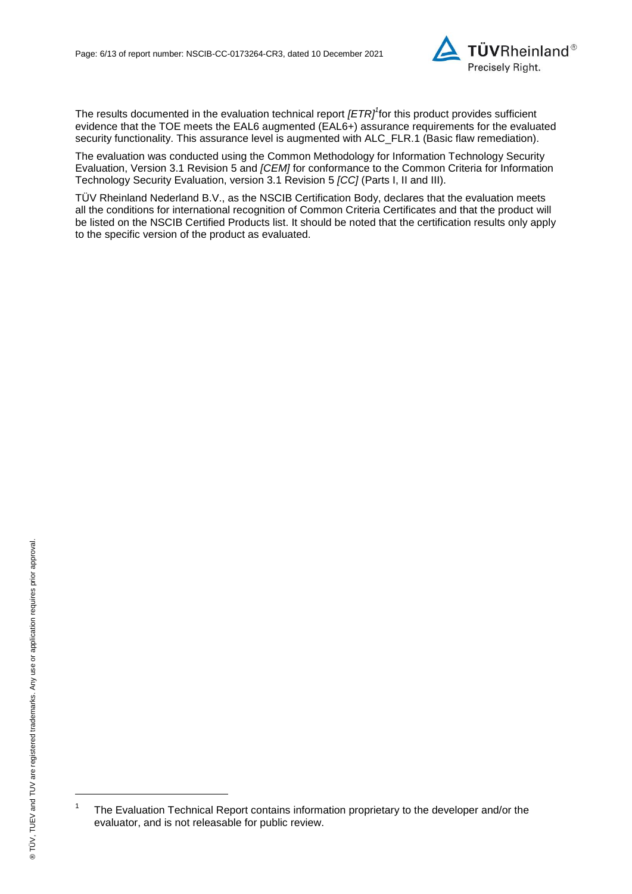The results documented in the evaluation technical report *[ETR]*[1] for this product provides sufficient evidence that the TOE meets the EAL6 augmented (EAL6+) assurance requirements for the evaluated security functionality. This assurance level is augmented with ALC_FLR.1 (Basic flaw remediation).

The evaluation was conducted using the Common Methodology for Information Technology Security Evaluation, Version 3.1 Revision 5 and *[CEM]* for conformance to the Common Criteria for Information Technology Security Evaluation, version 3.1 Revision 5 *[CC]* (Parts I, II and III).

TÜV Rheinland Nederland B.V., as the NSCIB Certification Body, declares that the evaluation meets all the conditions for international recognition of Common Criteria Certificates and that the product will be listed on the NSCIB Certified Products list. It should be noted that the certification results only apply to the specific version of the product as evaluated.

---

[1] The Evaluation Technical Report contains information proprietary to the developer and/or the evaluator, and is not releasable for public review.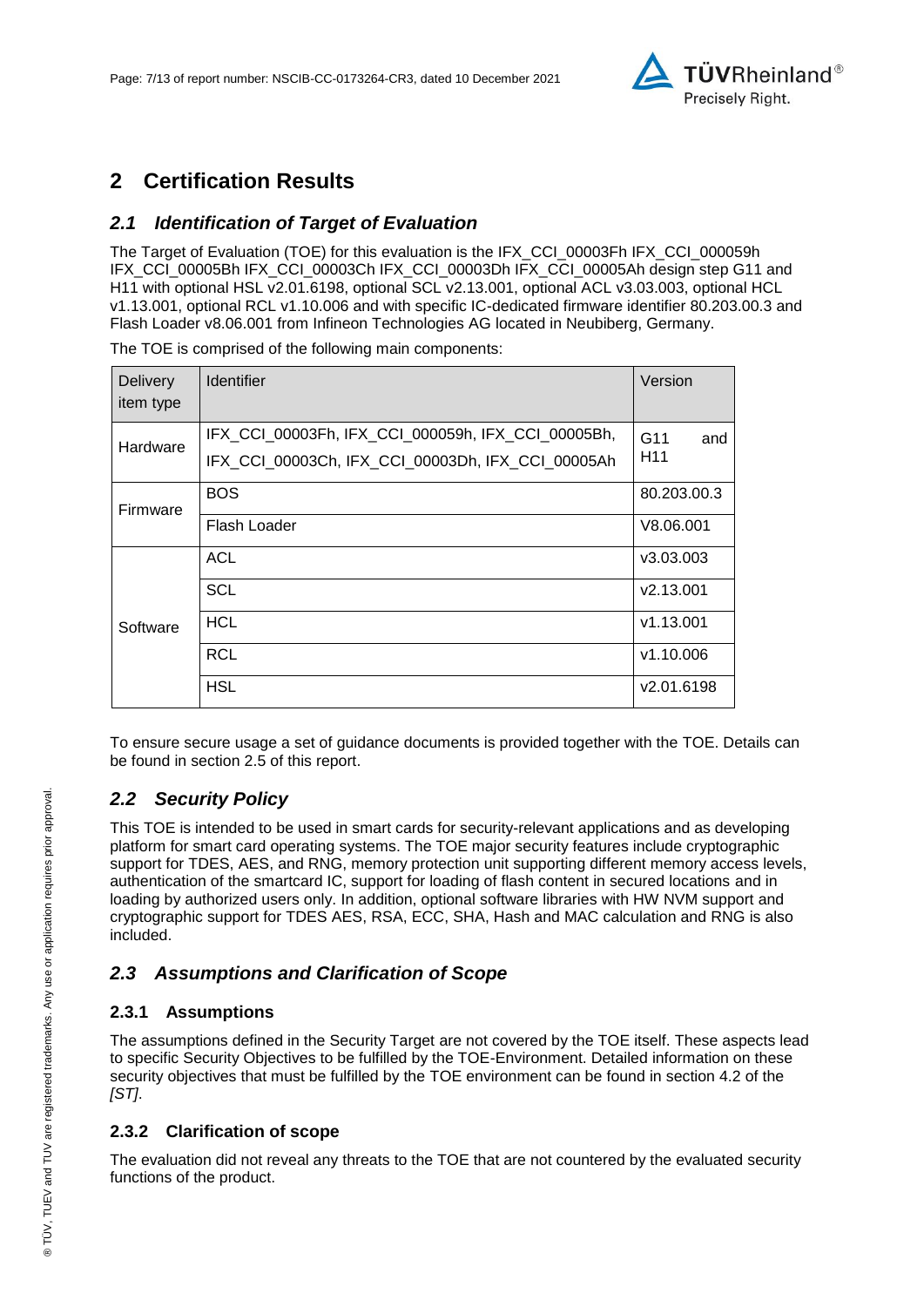# 2 Certification Results

## 2.1 Identification of Target of Evaluation

The Target of Evaluation (TOE) for this evaluation is the IFX_CCI_00003Fh IFX_CCI_000059h IFX_CCI_00005Bh IFX_CCI_00003Ch IFX_CCI_00003Dh IFX_CCI_00005Ah design step G11 and H11 with optional HSL v2.01.6198, optional SCL v2.13.001, optional ACL v3.03.003, optional HCL v1.13.001, optional RCL v1.10.006 and with specific IC-dedicated firmware identifier 80.203.00.3 and Flash Loader v8.06.001 from Infineon Technologies AG located in Neubiberg, Germany.

The TOE is comprised of the following main components:

| Delivery item type | Identifier | Version |
|---|---|---|
| Hardware | IFX_CCI_00003Fh, IFX_CCI_000059h, IFX_CCI_00005Bh, IFX_CCI_00003Ch, IFX_CCI_00003Dh, IFX_CCI_00005Ah | G11 and H11 |
| Firmware | BOS | 80.203.00.3 |
| | Flash Loader | V8.06.001 |
| Software | ACL | v3.03.003 |
| | SCL | v2.13.001 |
| | HCL | v1.13.001 |
| | RCL | v1.10.006 |
| | HSL | v2.01.6198 |

To ensure secure usage a set of guidance documents is provided together with the TOE. Details can be found in section 2.5 of this report.

## 2.2 Security Policy

This TOE is intended to be used in smart cards for security-relevant applications and as developing platform for smart card operating systems. The TOE major security features include cryptographic support for TDES, AES, and RNG, memory protection unit supporting different memory access levels, authentication of the smartcard IC, support for loading of flash content in secured locations and in loading by authorized users only. In addition, optional software libraries with HW NVM support and cryptographic support for TDES AES, RSA, ECC, SHA, Hash and MAC calculation and RNG is also included.

## 2.3 Assumptions and Clarification of Scope

### 2.3.1 Assumptions

The assumptions defined in the Security Target are not covered by the TOE itself. These aspects lead to specific Security Objectives to be fulfilled by the TOE-Environment. Detailed information on these security objectives that must be fulfilled by the TOE environment can be found in section 4.2 of the *[ST]*.

### 2.3.2 Clarification of scope

The evaluation did not reveal any threats to the TOE that are not countered by the evaluated security functions of the product.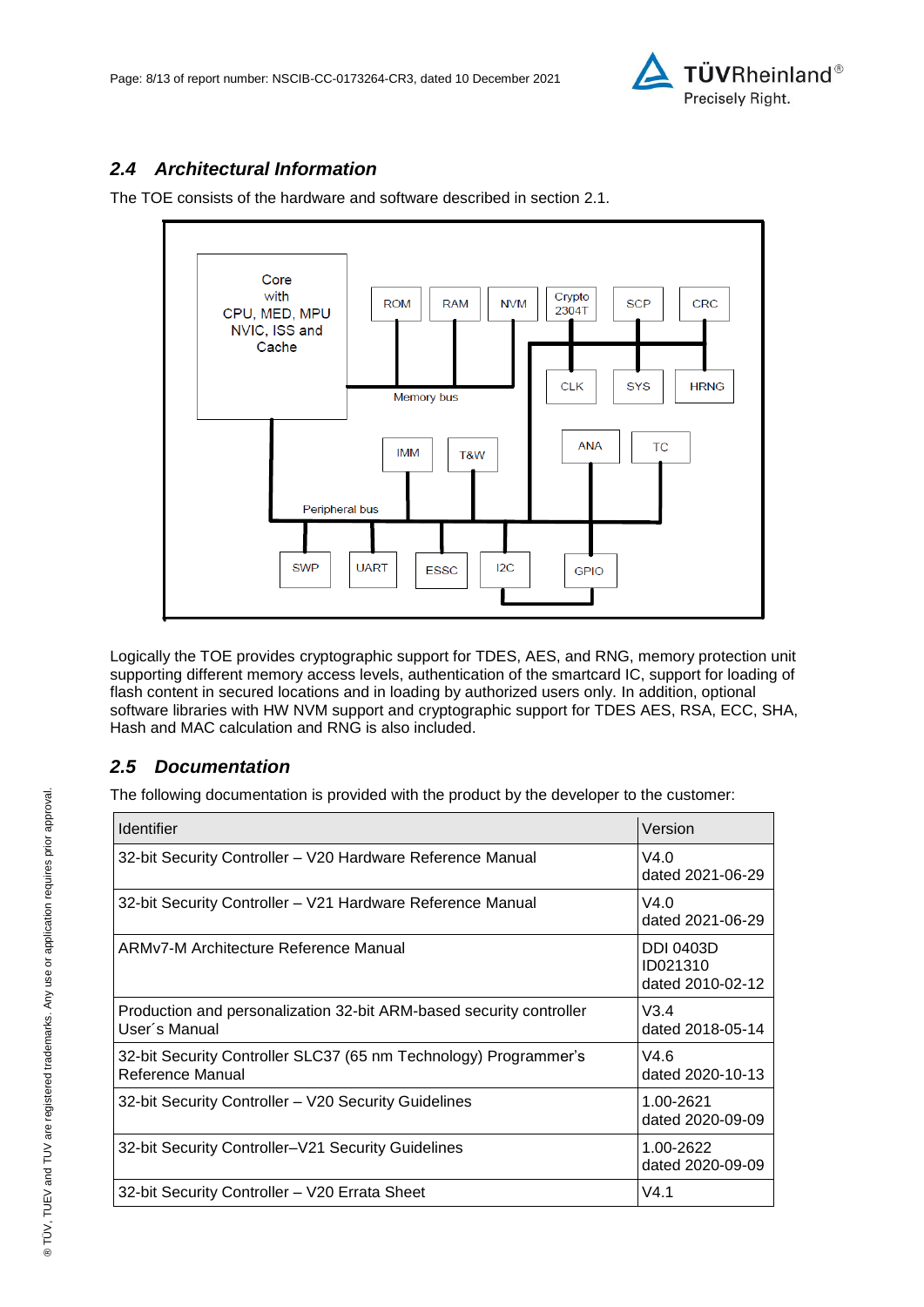## 2.4 Architectural Information

The TOE consists of the hardware and software described in section 2.1.

Logically the TOE provides cryptographic support for TDES, AES, and RNG, memory protection unit supporting different memory access levels, authentication of the smartcard IC, support for loading of flash content in secured locations and in loading by authorized users only. In addition, optional software libraries with HW NVM support and cryptographic support for TDES AES, RSA, ECC, SHA, Hash and MAC calculation and RNG is also included.

## 2.5 Documentation

The following documentation is provided with the product by the developer to the customer:

| Identifier | Version |
|---|---|
| 32-bit Security Controller – V20 Hardware Reference Manual | V4.0<br>dated 2021-06-29 |
| 32-bit Security Controller – V21 Hardware Reference Manual | V4.0<br>dated 2021-06-29 |
| ARMv7-M Architecture Reference Manual | DDI 0403D<br>ID021310<br>dated 2010-02-12 |
| Production and personalization 32-bit ARM-based security controller User´s Manual | V3.4<br>dated 2018-05-14 |
| 32-bit Security Controller SLC37 (65 nm Technology) Programmer's Reference Manual | V4.6<br>dated 2020-10-13 |
| 32-bit Security Controller – V20 Security Guidelines | 1.00-2621<br>dated 2020-09-09 |
| 32-bit Security Controller–V21 Security Guidelines | 1.00-2622<br>dated 2020-09-09 |
| 32-bit Security Controller – V20 Errata Sheet | V4.1 |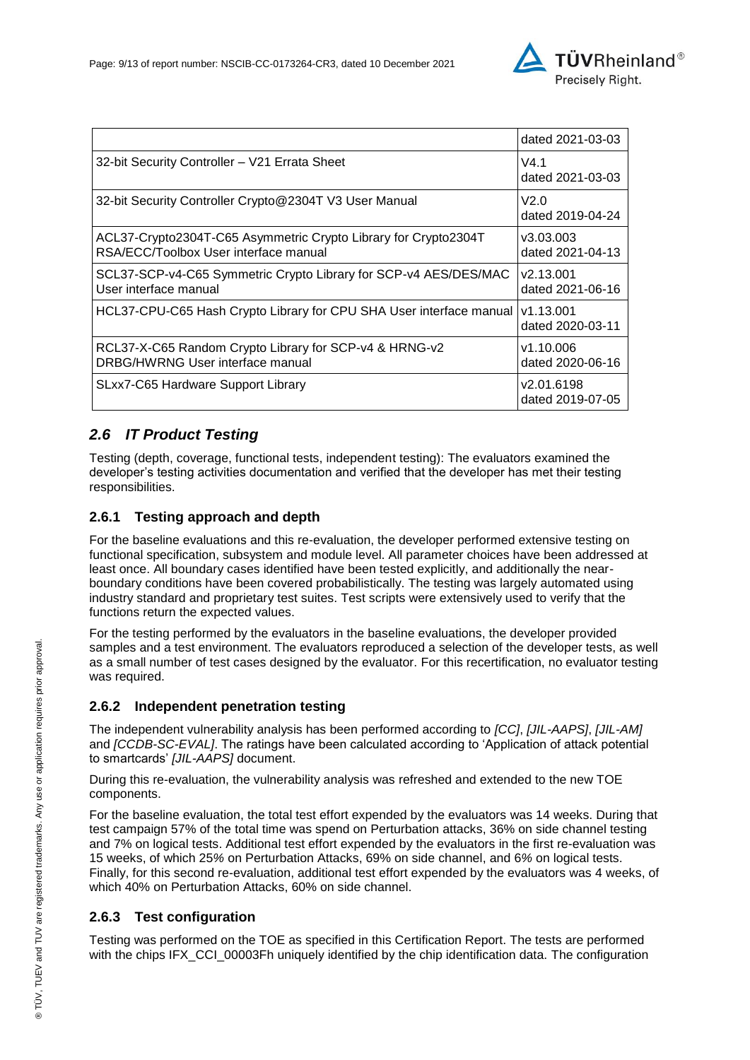| | |
|---|---|
| | dated 2021-03-03 |
| 32-bit Security Controller – V21 Errata Sheet | V4.1<br>dated 2021-03-03 |
| 32-bit Security Controller Crypto@2304T V3 User Manual | V2.0<br>dated 2019-04-24 |
| ACL37-Crypto2304T-C65 Asymmetric Crypto Library for Crypto2304T RSA/ECC/Toolbox User interface manual | v3.03.003<br>dated 2021-04-13 |
| SCL37-SCP-v4-C65 Symmetric Crypto Library for SCP-v4 AES/DES/MAC User interface manual | v2.13.001<br>dated 2021-06-16 |
| HCL37-CPU-C65 Hash Crypto Library for CPU SHA User interface manual | v1.13.001<br>dated 2020-03-11 |
| RCL37-X-C65 Random Crypto Library for SCP-v4 & HRNG-v2 DRBG/HWRNG User interface manual | v1.10.006<br>dated 2020-06-16 |
| SLxx7-C65 Hardware Support Library | v2.01.6198<br>dated 2019-07-05 |

## *2.6 IT Product Testing*

Testing (depth, coverage, functional tests, independent testing): The evaluators examined the developer's testing activities documentation and verified that the developer has met their testing responsibilities.

### 2.6.1 Testing approach and depth

For the baseline evaluations and this re-evaluation, the developer performed extensive testing on functional specification, subsystem and module level. All parameter choices have been addressed at least once. All boundary cases identified have been tested explicitly, and additionally the near-boundary conditions have been covered probabilistically. The testing was largely automated using industry standard and proprietary test suites. Test scripts were extensively used to verify that the functions return the expected values.

For the testing performed by the evaluators in the baseline evaluations, the developer provided samples and a test environment. The evaluators reproduced a selection of the developer tests, as well as a small number of test cases designed by the evaluator. For this recertification, no evaluator testing was required.

### 2.6.2 Independent penetration testing

The independent vulnerability analysis has been performed according to *[CC]*, *[JIL-AAPS]*, *[JIL-AM]* and *[CCDB-SC-EVAL]*. The ratings have been calculated according to 'Application of attack potential to smartcards' *[JIL-AAPS]* document.

During this re-evaluation, the vulnerability analysis was refreshed and extended to the new TOE components.

For the baseline evaluation, the total test effort expended by the evaluators was 14 weeks. During that test campaign 57% of the total time was spend on Perturbation attacks, 36% on side channel testing and 7% on logical tests. Additional test effort expended by the evaluators in the first re-evaluation was 15 weeks, of which 25% on Perturbation Attacks, 69% on side channel, and 6% on logical tests. Finally, for this second re-evaluation, additional test effort expended by the evaluators was 4 weeks, of which 40% on Perturbation Attacks, 60% on side channel.

### 2.6.3 Test configuration

Testing was performed on the TOE as specified in this Certification Report. The tests are performed with the chips IFX_CCI_00003Fh uniquely identified by the chip identification data. The configuration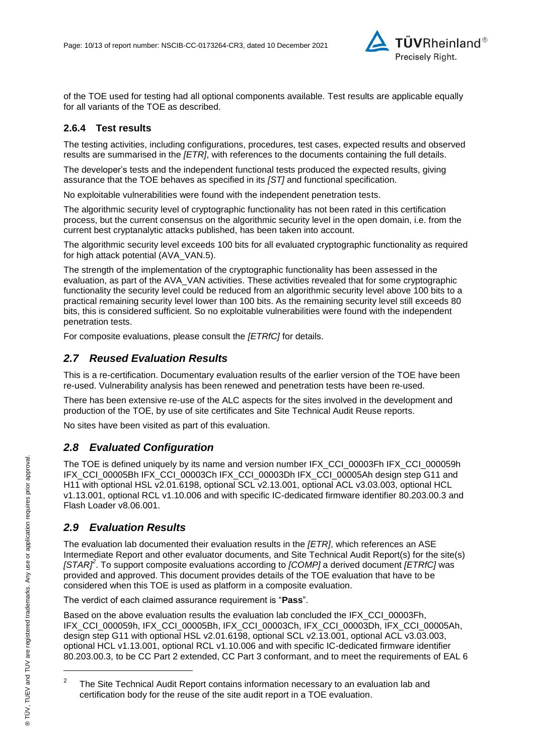of the TOE used for testing had all optional components available. Test results are applicable equally for all variants of the TOE as described.

### 2.6.4 Test results

The testing activities, including configurations, procedures, test cases, expected results and observed results are summarised in the *[ETR]*, with references to the documents containing the full details.

The developer's tests and the independent functional tests produced the expected results, giving assurance that the TOE behaves as specified in its *[ST]* and functional specification.

No exploitable vulnerabilities were found with the independent penetration tests.

The algorithmic security level of cryptographic functionality has not been rated in this certification process, but the current consensus on the algorithmic security level in the open domain, i.e. from the current best cryptanalytic attacks published, has been taken into account.

The algorithmic security level exceeds 100 bits for all evaluated cryptographic functionality as required for high attack potential (AVA_VAN.5).

The strength of the implementation of the cryptographic functionality has been assessed in the evaluation, as part of the AVA_VAN activities. These activities revealed that for some cryptographic functionality the security level could be reduced from an algorithmic security level above 100 bits to a practical remaining security level lower than 100 bits. As the remaining security level still exceeds 80 bits, this is considered sufficient. So no exploitable vulnerabilities were found with the independent penetration tests.

For composite evaluations, please consult the *[ETRfC]* for details.

## *2.7 Reused Evaluation Results*

This is a re-certification. Documentary evaluation results of the earlier version of the TOE have been re-used. Vulnerability analysis has been renewed and penetration tests have been re-used.

There has been extensive re-use of the ALC aspects for the sites involved in the development and production of the TOE, by use of site certificates and Site Technical Audit Reuse reports.

No sites have been visited as part of this evaluation.

## *2.8 Evaluated Configuration*

The TOE is defined uniquely by its name and version number IFX_CCI_00003Fh IFX_CCI_000059h IFX_CCI_00005Bh IFX_CCI_00003Ch IFX_CCI_00003Dh IFX_CCI_00005Ah design step G11 and H11 with optional HSL v2.01.6198, optional SCL v2.13.001, optional ACL v3.03.003, optional HCL v1.13.001, optional RCL v1.10.006 and with specific IC-dedicated firmware identifier 80.203.00.3 and Flash Loader v8.06.001.

## *2.9 Evaluation Results*

The evaluation lab documented their evaluation results in the *[ETR]*, which references an ASE Intermediate Report and other evaluator documents, and Site Technical Audit Report(s) for the site(s) *[STAR]*[2]. To support composite evaluations according to *[COMP]* a derived document *[ETRfC]* was provided and approved. This document provides details of the TOE evaluation that have to be considered when this TOE is used as platform in a composite evaluation.

The verdict of each claimed assurance requirement is "**Pass**".

Based on the above evaluation results the evaluation lab concluded the IFX_CCI_00003Fh, IFX_CCI_000059h, IFX_CCI_00005Bh, IFX_CCI_00003Ch, IFX_CCI_00003Dh, IFX_CCI_00005Ah, design step G11 with optional HSL v2.01.6198, optional SCL v2.13.001, optional ACL v3.03.003, optional HCL v1.13.001, optional RCL v1.10.006 and with specific IC-dedicated firmware identifier 80.203.00.3, to be CC Part 2 extended, CC Part 3 conformant, and to meet the requirements of EAL 6

---

[2] The Site Technical Audit Report contains information necessary to an evaluation lab and certification body for the reuse of the site audit report in a TOE evaluation.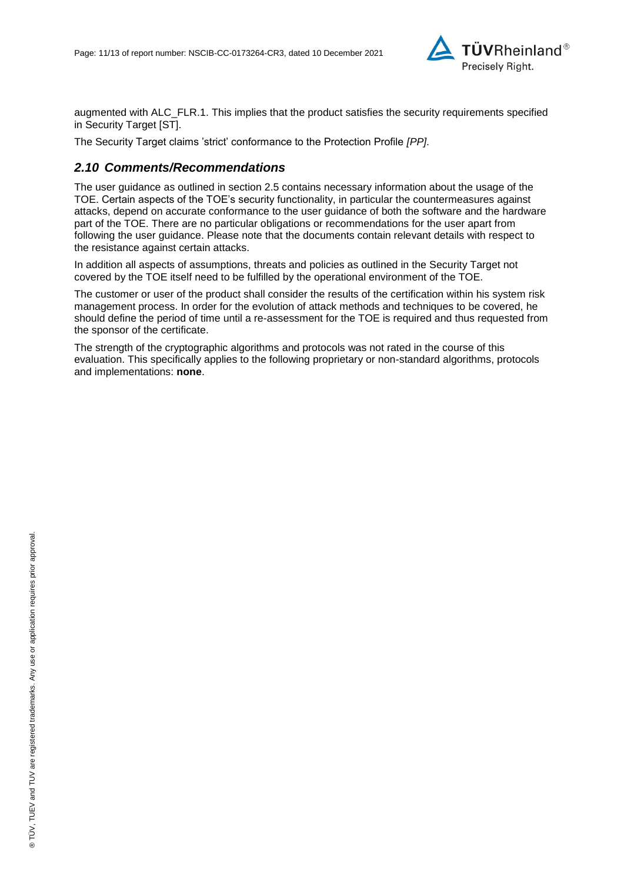augmented with ALC_FLR.1. This implies that the product satisfies the security requirements specified in Security Target [ST].

The Security Target claims 'strict' conformance to the Protection Profile *[PP]*.

## *2.10 Comments/Recommendations*

The user guidance as outlined in section 2.5 contains necessary information about the usage of the TOE. Certain aspects of the TOE's security functionality, in particular the countermeasures against attacks, depend on accurate conformance to the user guidance of both the software and the hardware part of the TOE. There are no particular obligations or recommendations for the user apart from following the user guidance. Please note that the documents contain relevant details with respect to the resistance against certain attacks.

In addition all aspects of assumptions, threats and policies as outlined in the Security Target not covered by the TOE itself need to be fulfilled by the operational environment of the TOE.

The customer or user of the product shall consider the results of the certification within his system risk management process. In order for the evolution of attack methods and techniques to be covered, he should define the period of time until a re-assessment for the TOE is required and thus requested from the sponsor of the certificate.

The strength of the cryptographic algorithms and protocols was not rated in the course of this evaluation. This specifically applies to the following proprietary or non-standard algorithms, protocols and implementations: **none**.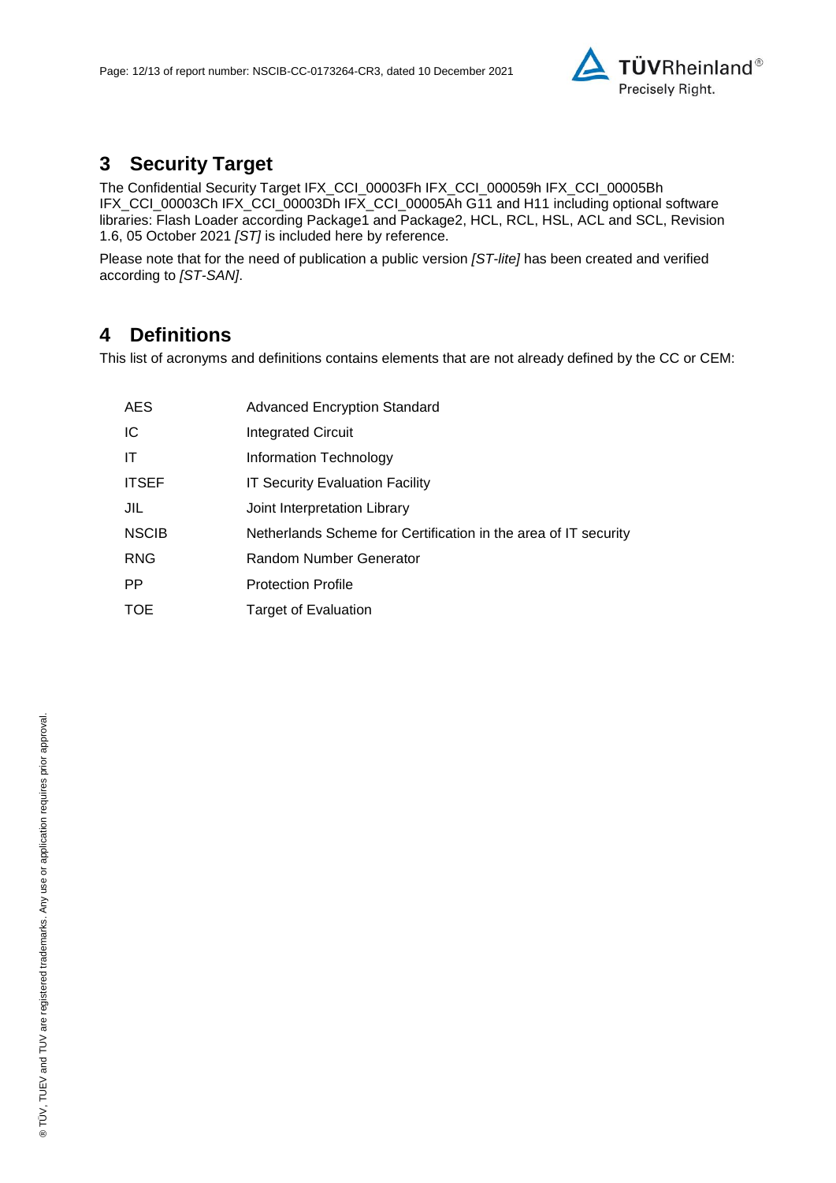## 3 Security Target

The Confidential Security Target IFX_CCI_00003Fh IFX_CCI_000059h IFX_CCI_00005Bh IFX_CCI_00003Ch IFX_CCI_00003Dh IFX_CCI_00005Ah G11 and H11 including optional software libraries: Flash Loader according Package1 and Package2, HCL, RCL, HSL, ACL and SCL, Revision 1.6, 05 October 2021 *[ST]* is included here by reference.

Please note that for the need of publication a public version *[ST-lite]* has been created and verified according to *[ST-SAN]*.

## 4 Definitions

This list of acronyms and definitions contains elements that are not already defined by the CC or CEM:

| | |
|---|---|
| AES | Advanced Encryption Standard |
| IC | Integrated Circuit |
| IT | Information Technology |
| ITSEF | IT Security Evaluation Facility |
| JIL | Joint Interpretation Library |
| NSCIB | Netherlands Scheme for Certification in the area of IT security |
| RNG | Random Number Generator |
| PP | Protection Profile |
| TOE | Target of Evaluation |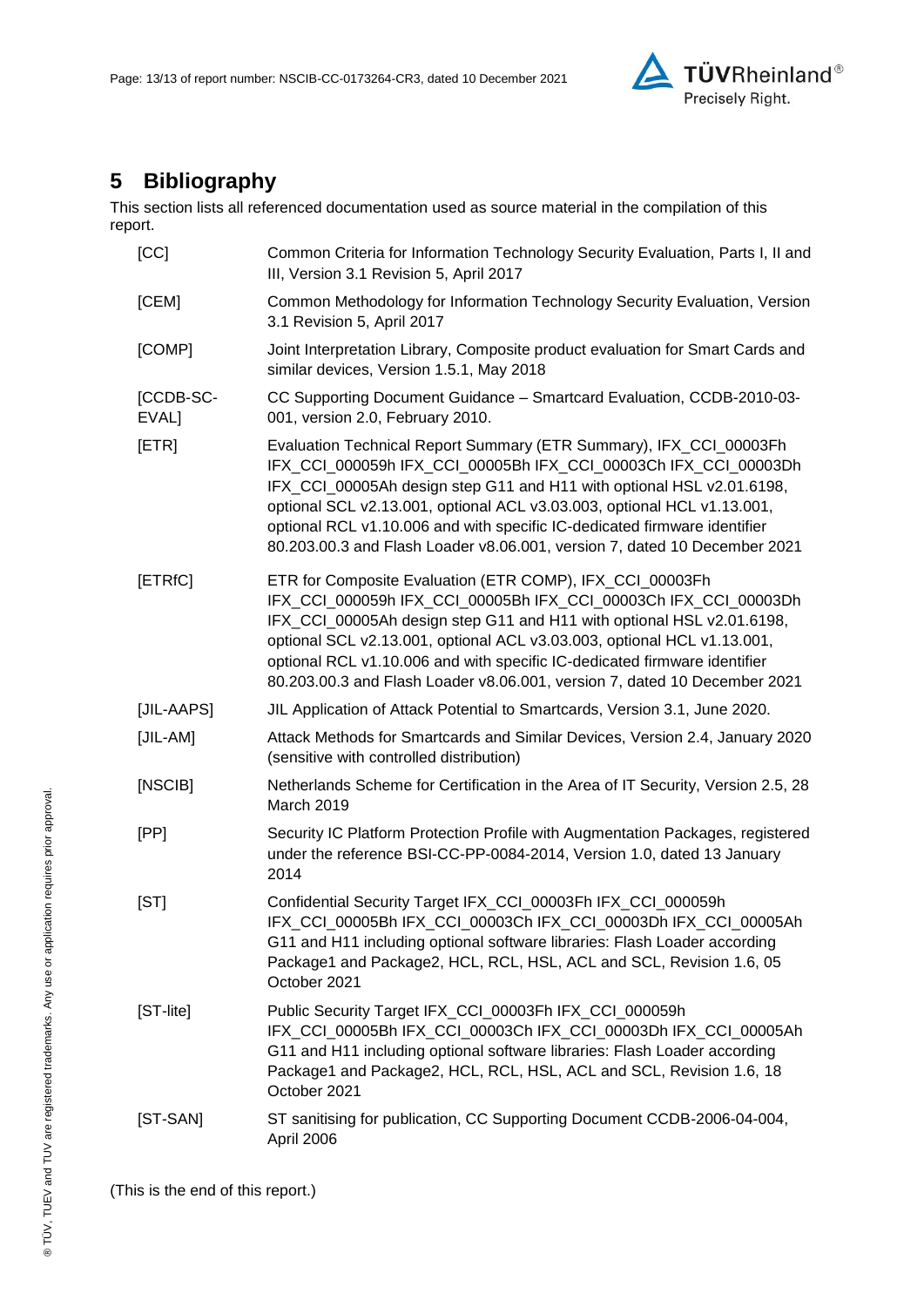# 5 Bibliography

This section lists all referenced documentation used as source material in the compilation of this report.

| | |
|---|---|
| [CC] | Common Criteria for Information Technology Security Evaluation, Parts I, II and III, Version 3.1 Revision 5, April 2017 |
| [CEM] | Common Methodology for Information Technology Security Evaluation, Version 3.1 Revision 5, April 2017 |
| [COMP] | Joint Interpretation Library, Composite product evaluation for Smart Cards and similar devices, Version 1.5.1, May 2018 |
| [CCDB-SC-EVAL] | CC Supporting Document Guidance – Smartcard Evaluation, CCDB-2010-03-001, version 2.0, February 2010. |
| [ETR] | Evaluation Technical Report Summary (ETR Summary), IFX_CCI_00003Fh IFX_CCI_000059h IFX_CCI_00005Bh IFX_CCI_00003Ch IFX_CCI_00003Dh IFX_CCI_00005Ah design step G11 and H11 with optional HSL v2.01.6198, optional SCL v2.13.001, optional ACL v3.03.003, optional HCL v1.13.001, optional RCL v1.10.006 and with specific IC-dedicated firmware identifier 80.203.00.3 and Flash Loader v8.06.001, version 7, dated 10 December 2021 |
| [ETRfC] | ETR for Composite Evaluation (ETR COMP), IFX_CCI_00003Fh IFX_CCI_000059h IFX_CCI_00005Bh IFX_CCI_00003Ch IFX_CCI_00003Dh IFX_CCI_00005Ah design step G11 and H11 with optional HSL v2.01.6198, optional SCL v2.13.001, optional ACL v3.03.003, optional HCL v1.13.001, optional RCL v1.10.006 and with specific IC-dedicated firmware identifier 80.203.00.3 and Flash Loader v8.06.001, version 7, dated 10 December 2021 |
| [JIL-AAPS] | JIL Application of Attack Potential to Smartcards, Version 3.1, June 2020. |
| [JIL-AM] | Attack Methods for Smartcards and Similar Devices, Version 2.4, January 2020 (sensitive with controlled distribution) |
| [NSCIB] | Netherlands Scheme for Certification in the Area of IT Security, Version 2.5, 28 March 2019 |
| [PP] | Security IC Platform Protection Profile with Augmentation Packages, registered under the reference BSI-CC-PP-0084-2014, Version 1.0, dated 13 January 2014 |
| [ST] | Confidential Security Target IFX_CCI_00003Fh IFX_CCI_000059h IFX_CCI_00005Bh IFX_CCI_00003Ch IFX_CCI_00003Dh IFX_CCI_00005Ah G11 and H11 including optional software libraries: Flash Loader according Package1 and Package2, HCL, RCL, HSL, ACL and SCL, Revision 1.6, 05 October 2021 |
| [ST-lite] | Public Security Target IFX_CCI_00003Fh IFX_CCI_000059h IFX_CCI_00005Bh IFX_CCI_00003Ch IFX_CCI_00003Dh IFX_CCI_00005Ah G11 and H11 including optional software libraries: Flash Loader according Package1 and Package2, HCL, RCL, HSL, ACL and SCL, Revision 1.6, 18 October 2021 |
| [ST-SAN] | ST sanitising for publication, CC Supporting Document CCDB-2006-04-004, April 2006 |

(This is the end of this report.)